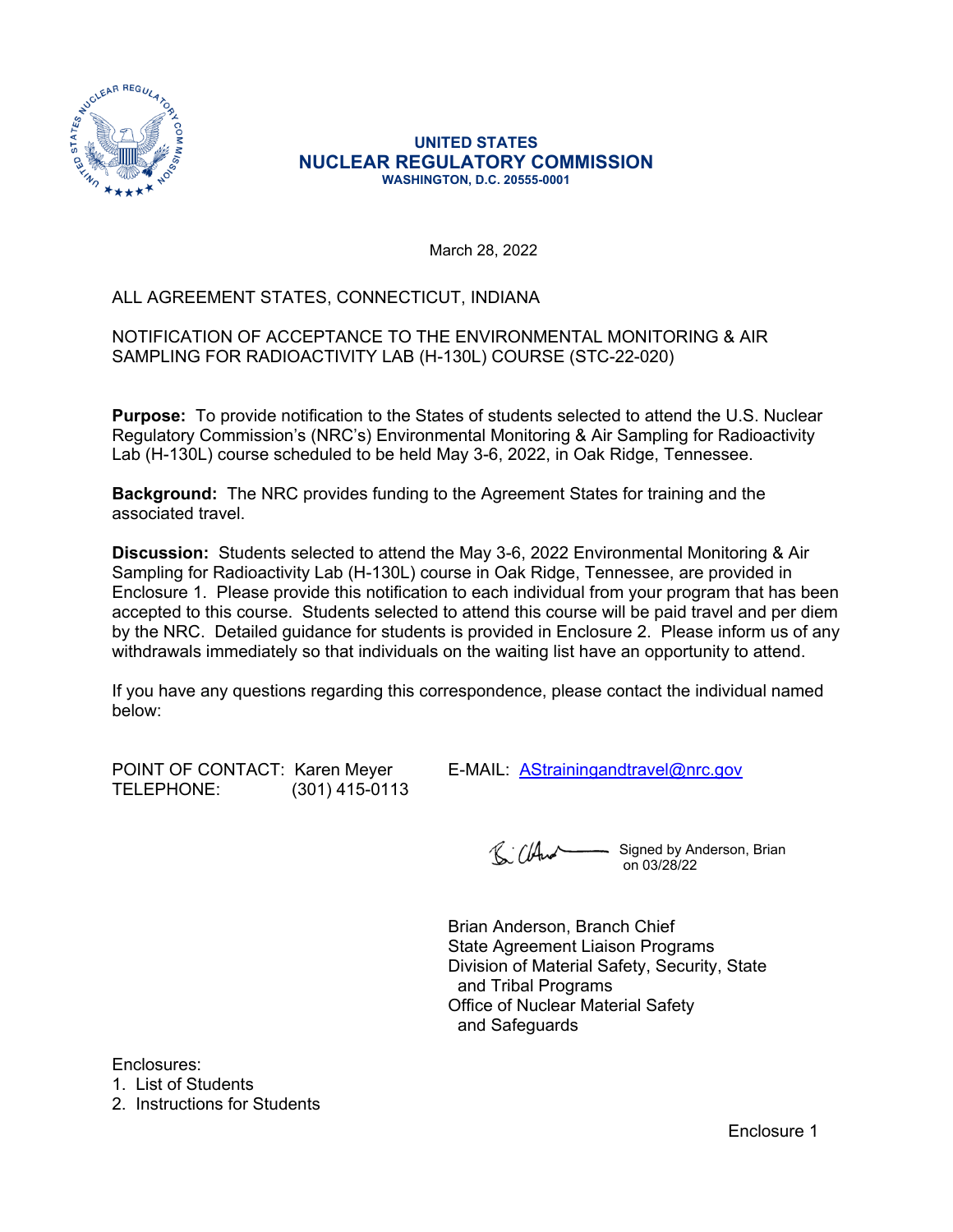**UNITED STATES**
**NUCLEAR REGULATORY COMMISSION**
**WASHINGTON, D.C. 20555-0001**

March 28, 2022

ALL AGREEMENT STATES, CONNECTICUT, INDIANA

NOTIFICATION OF ACCEPTANCE TO THE ENVIRONMENTAL MONITORING & AIR SAMPLING FOR RADIOACTIVITY LAB (H-130L) COURSE (STC-22-020)

**Purpose:** To provide notification to the States of students selected to attend the U.S. Nuclear Regulatory Commission's (NRC's) Environmental Monitoring & Air Sampling for Radioactivity Lab (H-130L) course scheduled to be held May 3-6, 2022, in Oak Ridge, Tennessee.

**Background:** The NRC provides funding to the Agreement States for training and the associated travel.

**Discussion:** Students selected to attend the May 3-6, 2022 Environmental Monitoring & Air Sampling for Radioactivity Lab (H-130L) course in Oak Ridge, Tennessee, are provided in Enclosure 1. Please provide this notification to each individual from your program that has been accepted to this course. Students selected to attend this course will be paid travel and per diem by the NRC. Detailed guidance for students is provided in Enclosure 2. Please inform us of any withdrawals immediately so that individuals on the waiting list have an opportunity to attend.

If you have any questions regarding this correspondence, please contact the individual named below:

POINT OF CONTACT: Karen Meyer    E-MAIL: AStrainingandtravel@nrc.gov
TELEPHONE: (301) 415-0113

Signed by Anderson, Brian on 03/28/22

Brian Anderson, Branch Chief
State Agreement Liaison Programs
Division of Material Safety, Security, State and Tribal Programs
Office of Nuclear Material Safety and Safeguards

Enclosures:
1. List of Students
2. Instructions for Students

Enclosure 1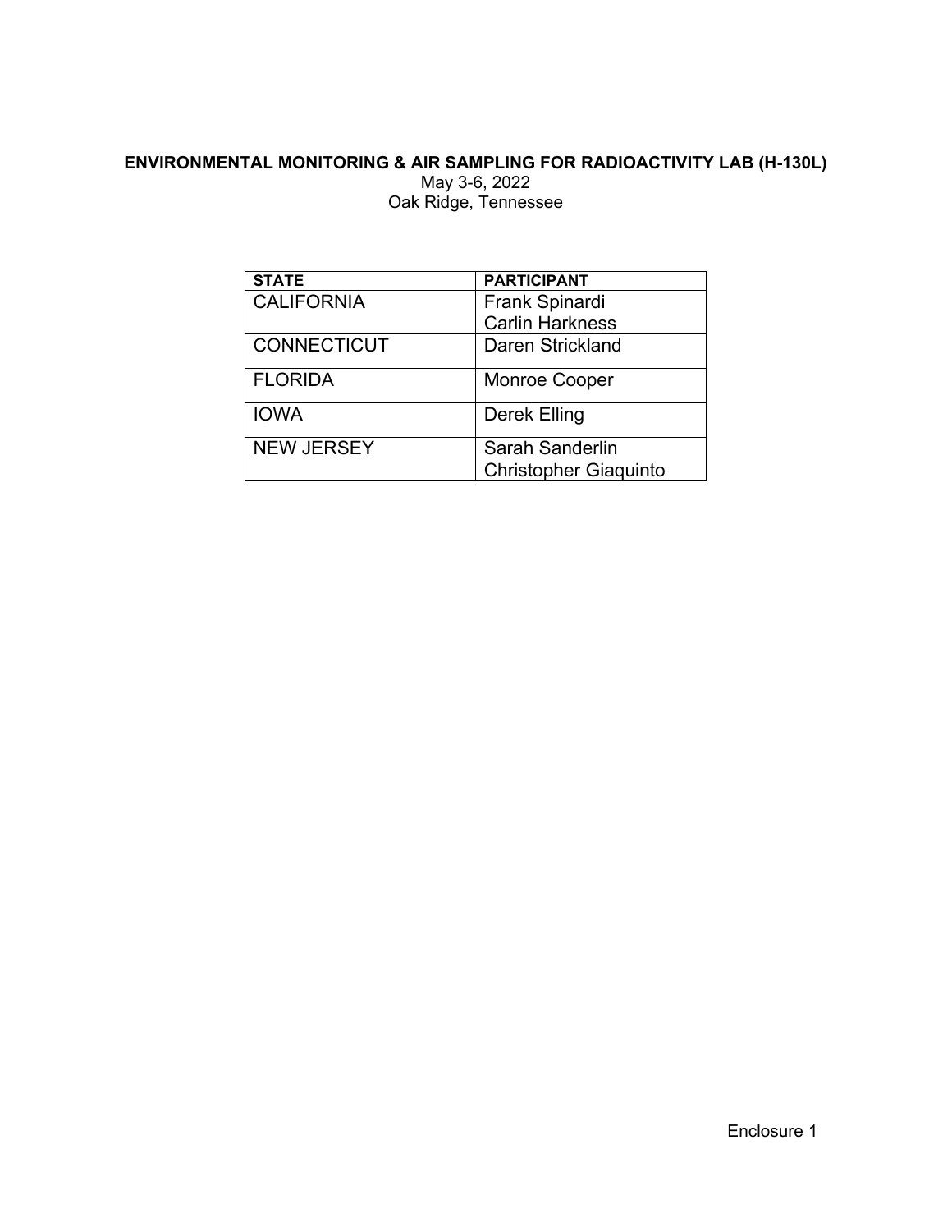**ENVIRONMENTAL MONITORING & AIR SAMPLING FOR RADIOACTIVITY LAB (H-130L)**

May 3-6, 2022

Oak Ridge, Tennessee

| **STATE** | **PARTICIPANT** |
|---|---|
| CALIFORNIA | Frank Spinardi<br>Carlin Harkness |
| CONNECTICUT | Daren Strickland |
| FLORIDA | Monroe Cooper |
| IOWA | Derek Elling |
| NEW JERSEY | Sarah Sanderlin<br>Christopher Giaquinto |

Enclosure 1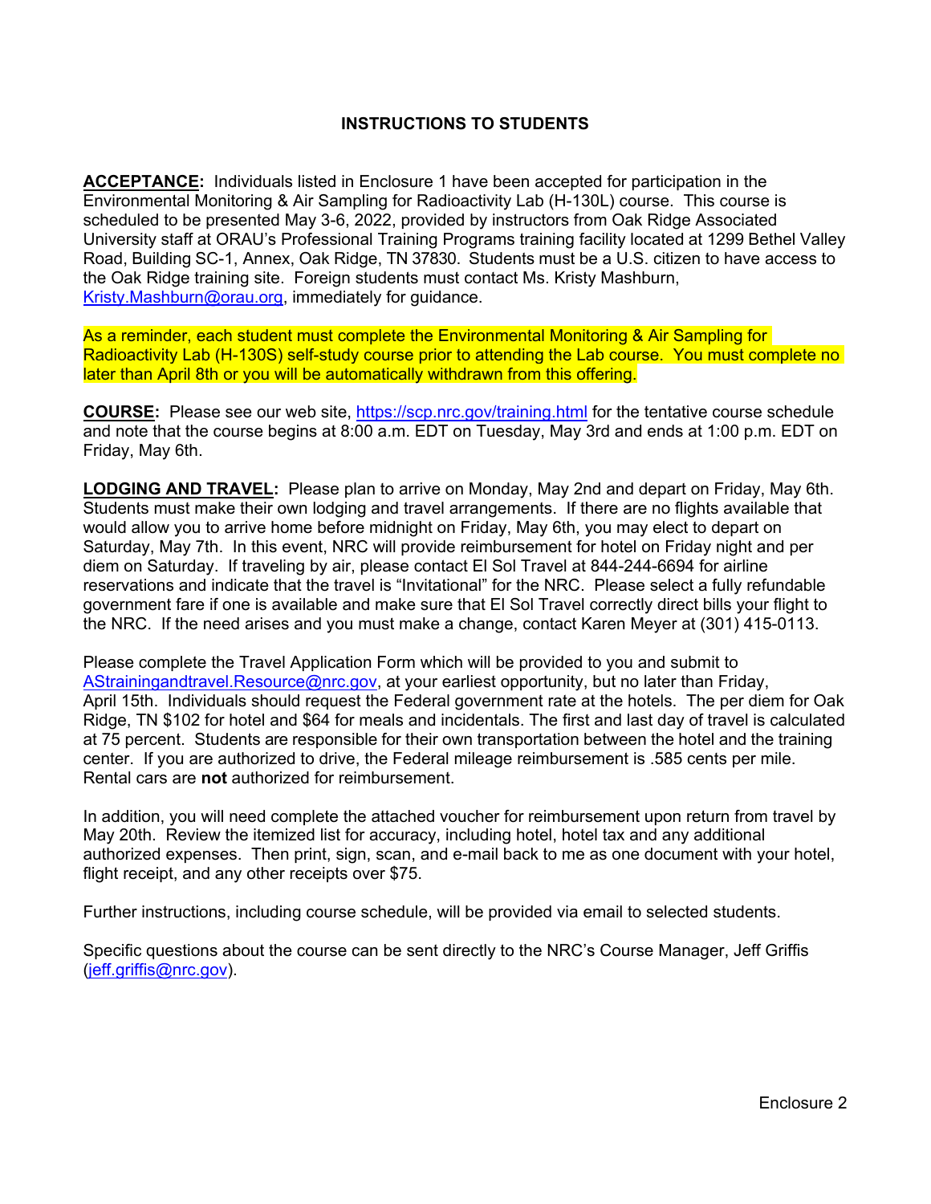## INSTRUCTIONS TO STUDENTS

**ACCEPTANCE:** Individuals listed in Enclosure 1 have been accepted for participation in the Environmental Monitoring & Air Sampling for Radioactivity Lab (H-130L) course. This course is scheduled to be presented May 3-6, 2022, provided by instructors from Oak Ridge Associated University staff at ORAU's Professional Training Programs training facility located at 1299 Bethel Valley Road, Building SC-1, Annex, Oak Ridge, TN 37830. Students must be a U.S. citizen to have access to the Oak Ridge training site. Foreign students must contact Ms. Kristy Mashburn, Kristy.Mashburn@orau.org, immediately for guidance.

As a reminder, each student must complete the Environmental Monitoring & Air Sampling for Radioactivity Lab (H-130S) self-study course prior to attending the Lab course. You must complete no later than April 8th or you will be automatically withdrawn from this offering.

**COURSE:** Please see our web site, https://scp.nrc.gov/training.html for the tentative course schedule and note that the course begins at 8:00 a.m. EDT on Tuesday, May 3rd and ends at 1:00 p.m. EDT on Friday, May 6th.

**LODGING AND TRAVEL:** Please plan to arrive on Monday, May 2nd and depart on Friday, May 6th. Students must make their own lodging and travel arrangements. If there are no flights available that would allow you to arrive home before midnight on Friday, May 6th, you may elect to depart on Saturday, May 7th. In this event, NRC will provide reimbursement for hotel on Friday night and per diem on Saturday. If traveling by air, please contact El Sol Travel at 844-244-6694 for airline reservations and indicate that the travel is "Invitational" for the NRC. Please select a fully refundable government fare if one is available and make sure that El Sol Travel correctly direct bills your flight to the NRC. If the need arises and you must make a change, contact Karen Meyer at (301) 415-0113.

Please complete the Travel Application Form which will be provided to you and submit to AStrainingandtravel.Resource@nrc.gov, at your earliest opportunity, but no later than Friday, April 15th. Individuals should request the Federal government rate at the hotels. The per diem for Oak Ridge, TN $102 for hotel and $64 for meals and incidentals. The first and last day of travel is calculated at 75 percent. Students are responsible for their own transportation between the hotel and the training center. If you are authorized to drive, the Federal mileage reimbursement is .585 cents per mile. Rental cars are **not** authorized for reimbursement.

In addition, you will need complete the attached voucher for reimbursement upon return from travel by May 20th. Review the itemized list for accuracy, including hotel, hotel tax and any additional authorized expenses. Then print, sign, scan, and e-mail back to me as one document with your hotel, flight receipt, and any other receipts over $75.

Further instructions, including course schedule, will be provided via email to selected students.

Specific questions about the course can be sent directly to the NRC's Course Manager, Jeff Griffis (jeff.griffis@nrc.gov).

Enclosure 2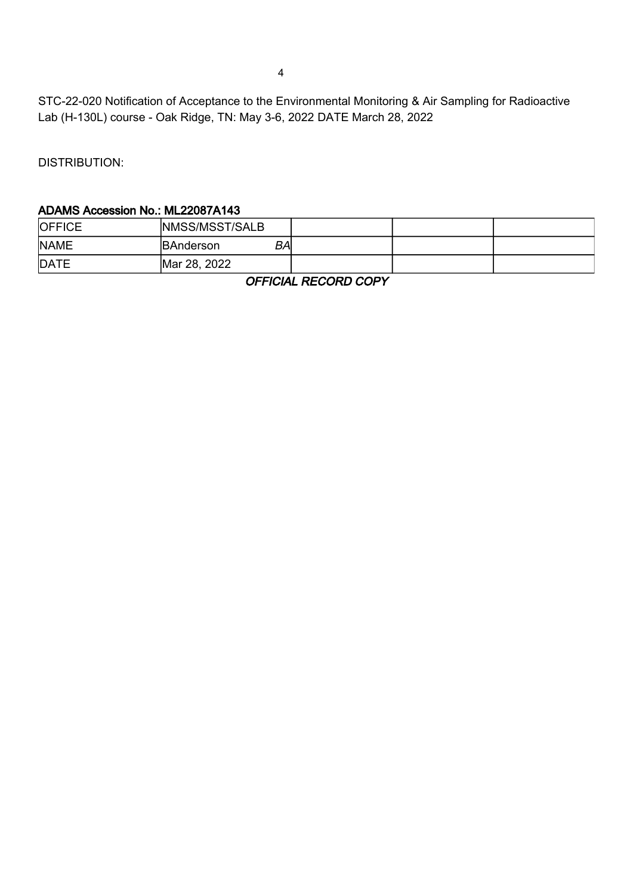STC-22-020 Notification of Acceptance to the Environmental Monitoring & Air Sampling for Radioactive Lab (H-130L) course - Oak Ridge, TN: May 3-6, 2022 DATE March 28, 2022

DISTRIBUTION:

**ADAMS Accession No.: ML22087A143**

| OFFICE | NMSS/MSST/SALB | | | |
|---|---|---|---|---|
| NAME | BAnderson *BA* | | | |
| DATE | Mar 28, 2022 | | | |

***OFFICIAL RECORD COPY***